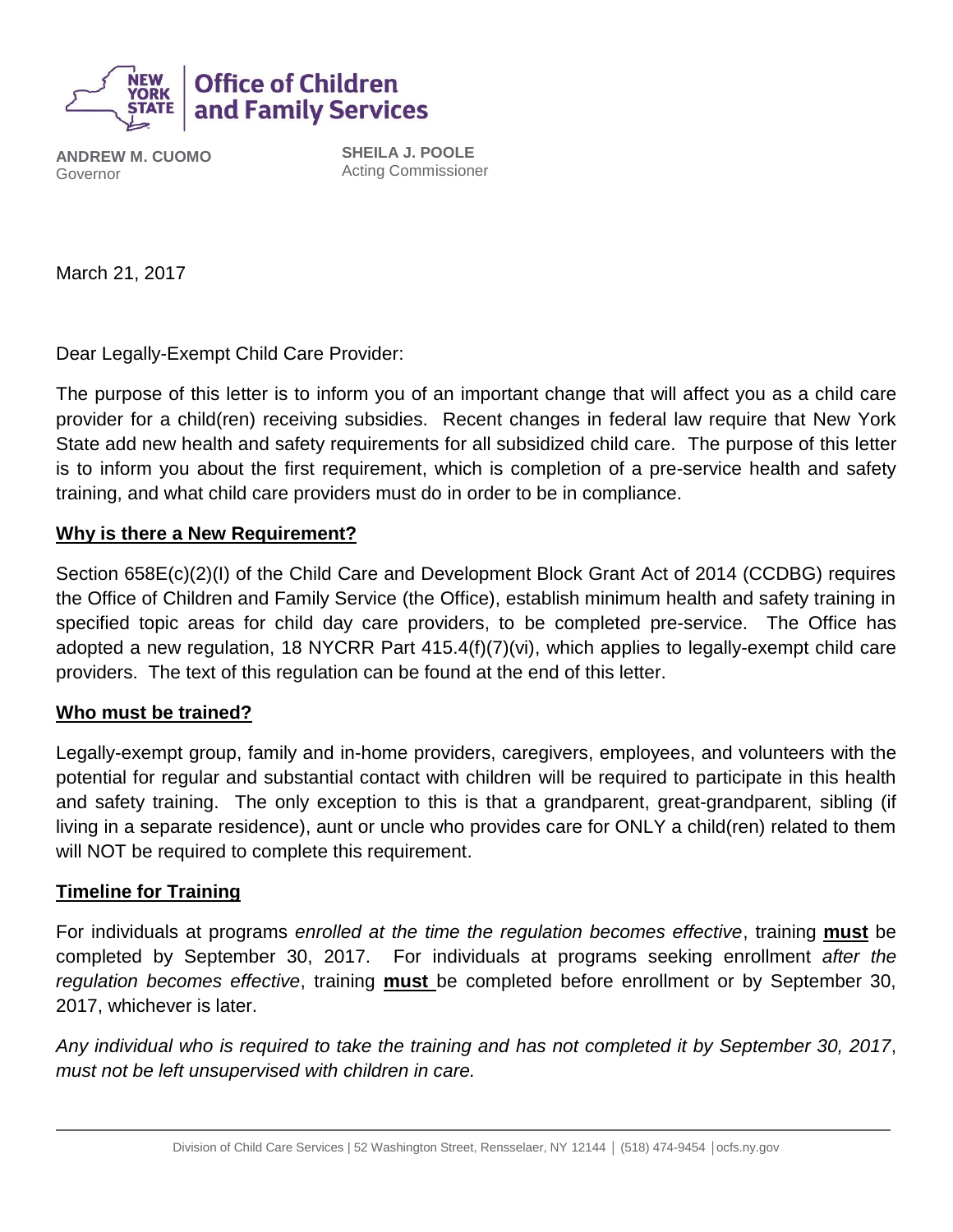**Office of Children and Family Services**

**ANDREW M. CUOMO**
Governor

**SHEILA J. POOLE**
Acting Commissioner

March 21, 2017

Dear Legally-Exempt Child Care Provider:

The purpose of this letter is to inform you of an important change that will affect you as a child care provider for a child(ren) receiving subsidies. Recent changes in federal law require that New York State add new health and safety requirements for all subsidized child care. The purpose of this letter is to inform you about the first requirement, which is completion of a pre-service health and safety training, and what child care providers must do in order to be in compliance.

**Why is there a New Requirement?**

Section 658E(c)(2)(I) of the Child Care and Development Block Grant Act of 2014 (CCDBG) requires the Office of Children and Family Service (the Office), establish minimum health and safety training in specified topic areas for child day care providers, to be completed pre-service. The Office has adopted a new regulation, 18 NYCRR Part 415.4(f)(7)(vi), which applies to legally-exempt child care providers. The text of this regulation can be found at the end of this letter.

**Who must be trained?**

Legally-exempt group, family and in-home providers, caregivers, employees, and volunteers with the potential for regular and substantial contact with children will be required to participate in this health and safety training. The only exception to this is that a grandparent, great-grandparent, sibling (if living in a separate residence), aunt or uncle who provides care for ONLY a child(ren) related to them will NOT be required to complete this requirement.

**Timeline for Training**

For individuals at programs *enrolled at the time the regulation becomes effective*, training **must** be completed by September 30, 2017. For individuals at programs seeking enrollment *after the regulation becomes effective*, training **must** be completed before enrollment or by September 30, 2017, whichever is later.

*Any individual who is required to take the training and has not completed it by September 30, 2017, must not be left unsupervised with children in care.*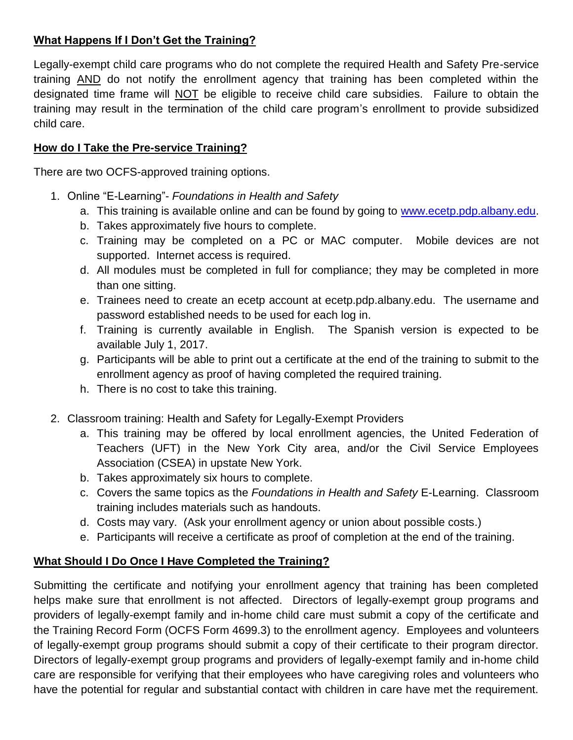## **What Happens If I Don't Get the Training?**

Legally-exempt child care programs who do not complete the required Health and Safety Pre-service training <u>AND</u> do not notify the enrollment agency that training has been completed within the designated time frame will <u>NOT</u> be eligible to receive child care subsidies. Failure to obtain the training may result in the termination of the child care program's enrollment to provide subsidized child care.

## **How do I Take the Pre-service Training?**

There are two OCFS-approved training options.

1. Online "E-Learning"- *Foundations in Health and Safety*
    a. This training is available online and can be found by going to [www.ecetp.pdp.albany.edu](http://www.ecetp.pdp.albany.edu).
    b. Takes approximately five hours to complete.
    c. Training may be completed on a PC or MAC computer. Mobile devices are not supported. Internet access is required.
    d. All modules must be completed in full for compliance; they may be completed in more than one sitting.
    e. Trainees need to create an ecetp account at ecetp.pdp.albany.edu. The username and password established needs to be used for each log in.
    f. Training is currently available in English. The Spanish version is expected to be available July 1, 2017.
    g. Participants will be able to print out a certificate at the end of the training to submit to the enrollment agency as proof of having completed the required training.
    h. There is no cost to take this training.

2. Classroom training: Health and Safety for Legally-Exempt Providers
    a. This training may be offered by local enrollment agencies, the United Federation of Teachers (UFT) in the New York City area, and/or the Civil Service Employees Association (CSEA) in upstate New York.
    b. Takes approximately six hours to complete.
    c. Covers the same topics as the *Foundations in Health and Safety* E-Learning. Classroom training includes materials such as handouts.
    d. Costs may vary. (Ask your enrollment agency or union about possible costs.)
    e. Participants will receive a certificate as proof of completion at the end of the training.

## **What Should I Do Once I Have Completed the Training?**

Submitting the certificate and notifying your enrollment agency that training has been completed helps make sure that enrollment is not affected. Directors of legally-exempt group programs and providers of legally-exempt family and in-home child care must submit a copy of the certificate and the Training Record Form (OCFS Form 4699.3) to the enrollment agency. Employees and volunteers of legally-exempt group programs should submit a copy of their certificate to their program director. Directors of legally-exempt group programs and providers of legally-exempt family and in-home child care are responsible for verifying that their employees who have caregiving roles and volunteers who have the potential for regular and substantial contact with children in care have met the requirement.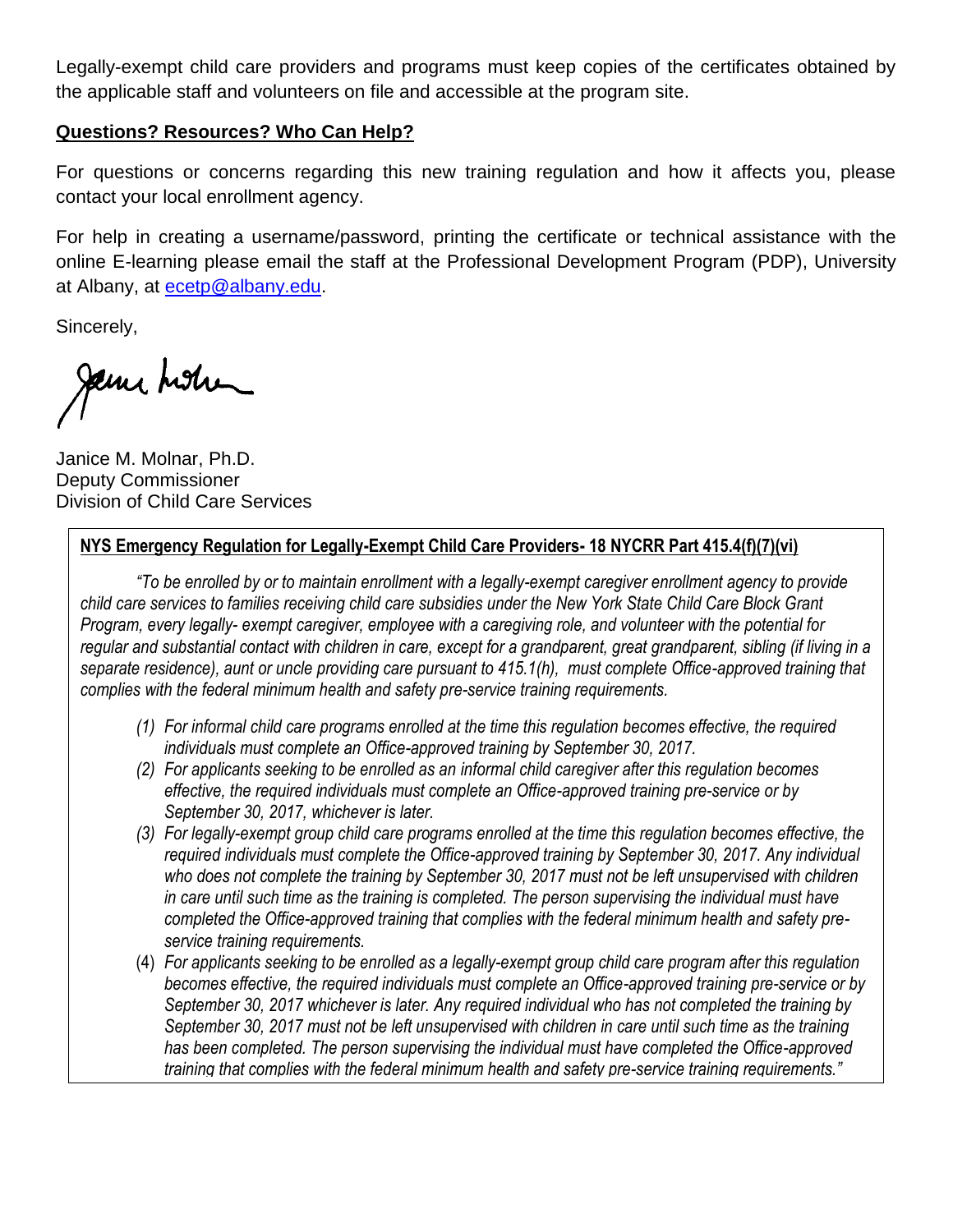Legally-exempt child care providers and programs must keep copies of the certificates obtained by the applicable staff and volunteers on file and accessible at the program site.

**Questions? Resources? Who Can Help?**

For questions or concerns regarding this new training regulation and how it affects you, please contact your local enrollment agency.

For help in creating a username/password, printing the certificate or technical assistance with the online E-learning please email the staff at the Professional Development Program (PDP), University at Albany, at ecetp@albany.edu.

Sincerely,

Janice M. Molnar, Ph.D.
Deputy Commissioner
Division of Child Care Services

**NYS Emergency Regulation for Legally-Exempt Child Care Providers- 18 NYCRR Part 415.4(f)(7)(vi)**

*"To be enrolled by or to maintain enrollment with a legally-exempt caregiver enrollment agency to provide child care services to families receiving child care subsidies under the New York State Child Care Block Grant Program, every legally- exempt caregiver, employee with a caregiving role, and volunteer with the potential for regular and substantial contact with children in care, except for a grandparent, great grandparent, sibling (if living in a separate residence), aunt or uncle providing care pursuant to 415.1(h), must complete Office-approved training that complies with the federal minimum health and safety pre-service training requirements.*

*(1) For informal child care programs enrolled at the time this regulation becomes effective, the required individuals must complete an Office-approved training by September 30, 2017.*

*(2) For applicants seeking to be enrolled as an informal child caregiver after this regulation becomes effective, the required individuals must complete an Office-approved training pre-service or by September 30, 2017, whichever is later.*

*(3) For legally-exempt group child care programs enrolled at the time this regulation becomes effective, the required individuals must complete the Office-approved training by September 30, 2017. Any individual who does not complete the training by September 30, 2017 must not be left unsupervised with children in care until such time as the training is completed. The person supervising the individual must have completed the Office-approved training that complies with the federal minimum health and safety pre-service training requirements.*

(4) *For applicants seeking to be enrolled as a legally-exempt group child care program after this regulation becomes effective, the required individuals must complete an Office-approved training pre-service or by September 30, 2017 whichever is later. Any required individual who has not completed the training by September 30, 2017 must not be left unsupervised with children in care until such time as the training has been completed. The person supervising the individual must have completed the Office-approved training that complies with the federal minimum health and safety pre-service training requirements."*